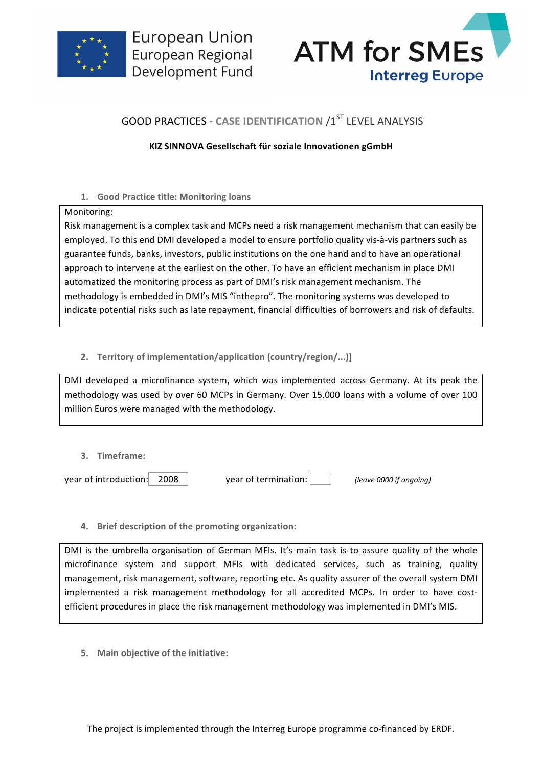European Union
European Regional
Development Fund

ATM for SMEs
Interreg Europe

# GOOD PRACTICES - CASE IDENTIFICATION /1[ST] LEVEL ANALYSIS

**KIZ SINNOVA Gesellschaft für soziale Innovationen gGmbH**

## 1. Good Practice title: Monitoring loans

Monitoring:
Risk management is a complex task and MCPs need a risk management mechanism that can easily be employed. To this end DMI developed a model to ensure portfolio quality vis-à-vis partners such as guarantee funds, banks, investors, public institutions on the one hand and to have an operational approach to intervene at the earliest on the other. To have an efficient mechanism in place DMI automatized the monitoring process as part of DMI's risk management mechanism. The methodology is embedded in DMI's MIS "inthepro". The monitoring systems was developed to indicate potential risks such as late repayment, financial difficulties of borrowers and risk of defaults.

## 2. Territory of implementation/application (country/region/...)]

DMI developed a microfinance system, which was implemented across Germany. At its peak the methodology was used by over 60 MCPs in Germany. Over 15.000 loans with a volume of over 100 million Euros were managed with the methodology.

## 3. Timeframe:

year of introduction: 2008 year of termination: *(leave 0000 if ongoing)*

## 4. Brief description of the promoting organization:

DMI is the umbrella organisation of German MFIs. It's main task is to assure quality of the whole microfinance system and support MFIs with dedicated services, such as training, quality management, risk management, software, reporting etc. As quality assurer of the overall system DMI implemented a risk management methodology for all accredited MCPs. In order to have cost-efficient procedures in place the risk management methodology was implemented in DMI's MIS.

## 5. Main objective of the initiative:

The project is implemented through the Interreg Europe programme co-financed by ERDF.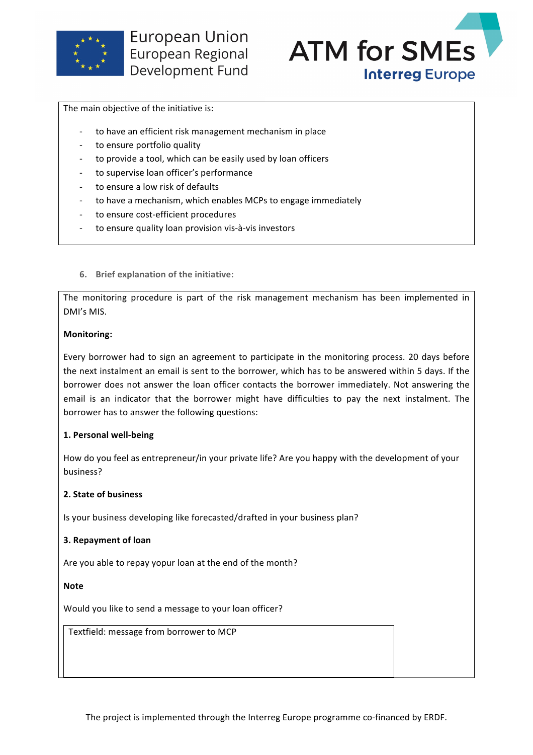The main objective of the initiative is:

- to have an efficient risk management mechanism in place
- to ensure portfolio quality
- to provide a tool, which can be easily used by loan officers
- to supervise loan officer's performance
- to ensure a low risk of defaults
- to have a mechanism, which enables MCPs to engage immediately
- to ensure cost-efficient procedures
- to ensure quality loan provision vis-à-vis investors

6. **Brief explanation of the initiative:**

The monitoring procedure is part of the risk management mechanism has been implemented in DMI's MIS.

**Monitoring:**

Every borrower had to sign an agreement to participate in the monitoring process. 20 days before the next instalment an email is sent to the borrower, which has to be answered within 5 days. If the borrower does not answer the loan officer contacts the borrower immediately. Not answering the email is an indicator that the borrower might have difficulties to pay the next instalment. The borrower has to answer the following questions:

**1. Personal well-being**

How do you feel as entrepreneur/in your private life? Are you happy with the development of your business?

**2. State of business**

Is your business developing like forecasted/drafted in your business plan?

**3. Repayment of loan**

Are you able to repay yopur loan at the end of the month?

**Note**

Would you like to send a message to your loan officer?

| Textfield: message from borrower to MCP |
| --- |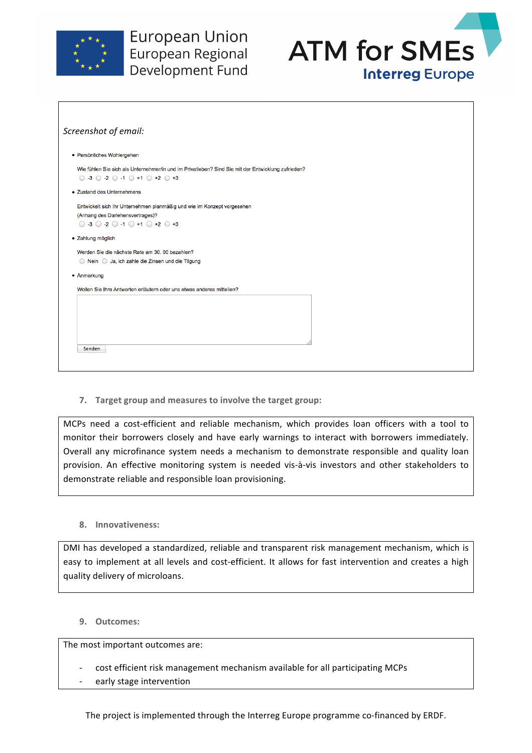*Screenshot of email:*

- Persönliches Wohlergehen

Wie fühlen Sie sich als Unternehmer/in und im Privatleben? Sind Sie mit der Entwicklung zufrieden?

○ -3 ○ -2 ○ -1 ○ +1 ○ +2 ○ +3

- Zustand des Unternehmens

Entwickelt sich Ihr Unternehmen planmäßig und wie im Konzept vorgesehen (Anhang des Darlehensvertrages)?

○ -3 ○ -2 ○ -1 ○ +1 ○ +2 ○ +3

- Zahlung möglich

Werden Sie die nächste Rate am 30. 00 bezahlen?

○ Nein ○ Ja, ich zahle die Zinsen und die Tilgung

- Anmerkung

Wollen Sie Ihre Antworten erläutern oder uns etwas anderes mitteilen?

Senden

7. **Target group and measures to involve the target group:**

MCPs need a cost-efficient and reliable mechanism, which provides loan officers with a tool to monitor their borrowers closely and have early warnings to interact with borrowers immediately. Overall any microfinance system needs a mechanism to demonstrate responsible and quality loan provision. An effective monitoring system is needed vis-à-vis investors and other stakeholders to demonstrate reliable and responsible loan provisioning.

8. **Innovativeness:**

DMI has developed a standardized, reliable and transparent risk management mechanism, which is easy to implement at all levels and cost-efficient. It allows for fast intervention and creates a high quality delivery of microloans.

9. **Outcomes:**

The most important outcomes are:

- cost efficient risk management mechanism available for all participating MCPs
- early stage intervention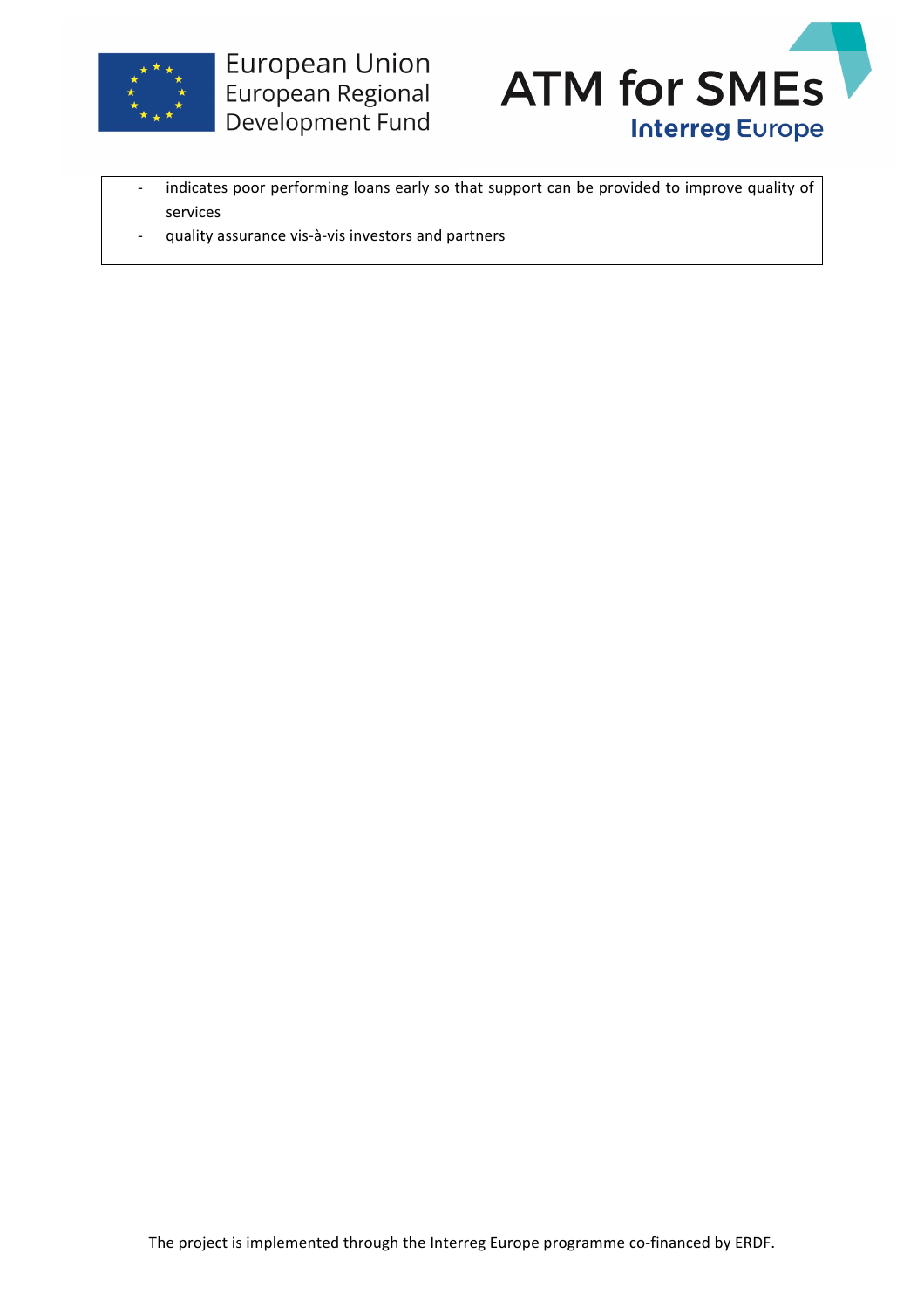- indicates poor performing loans early so that support can be provided to improve quality of services
- quality assurance vis-à-vis investors and partners